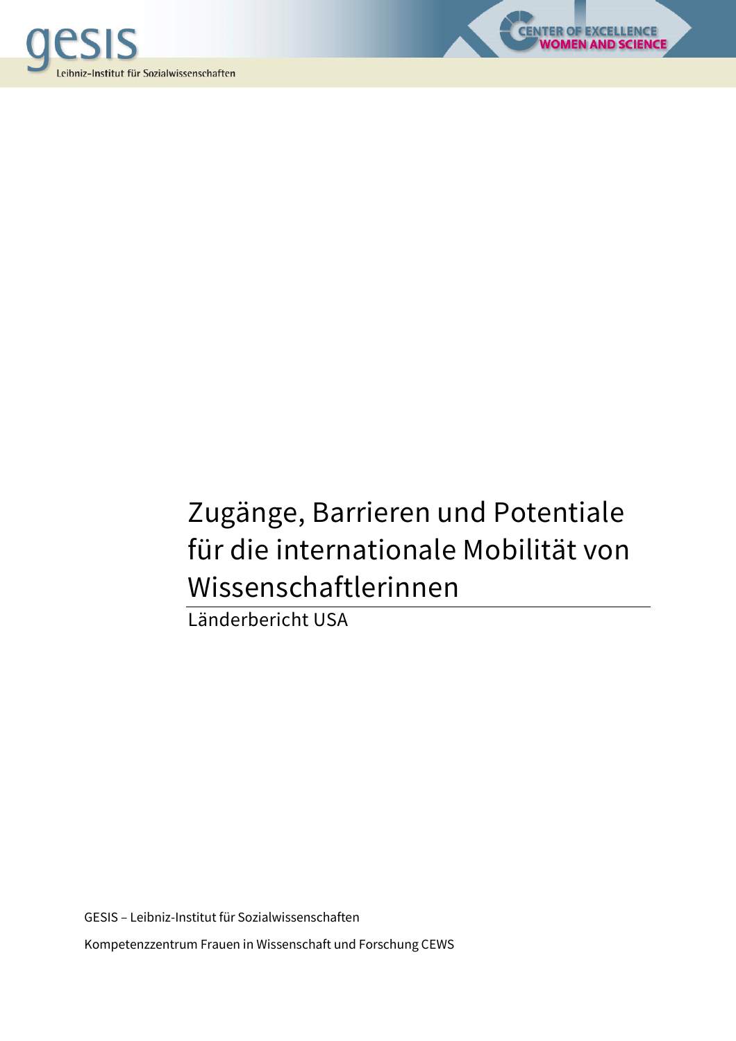gesis

Leibniz-Institut für Sozialwissenschaften

CENTER OF EXCELLENCE WOMEN AND SCIENCE

# Zugänge, Barrieren und Potentiale für die internationale Mobilität von Wissenschaftlerinnen

Länderbericht USA

GESIS – Leibniz-Institut für Sozialwissenschaften

Kompetenzzentrum Frauen in Wissenschaft und Forschung CEWS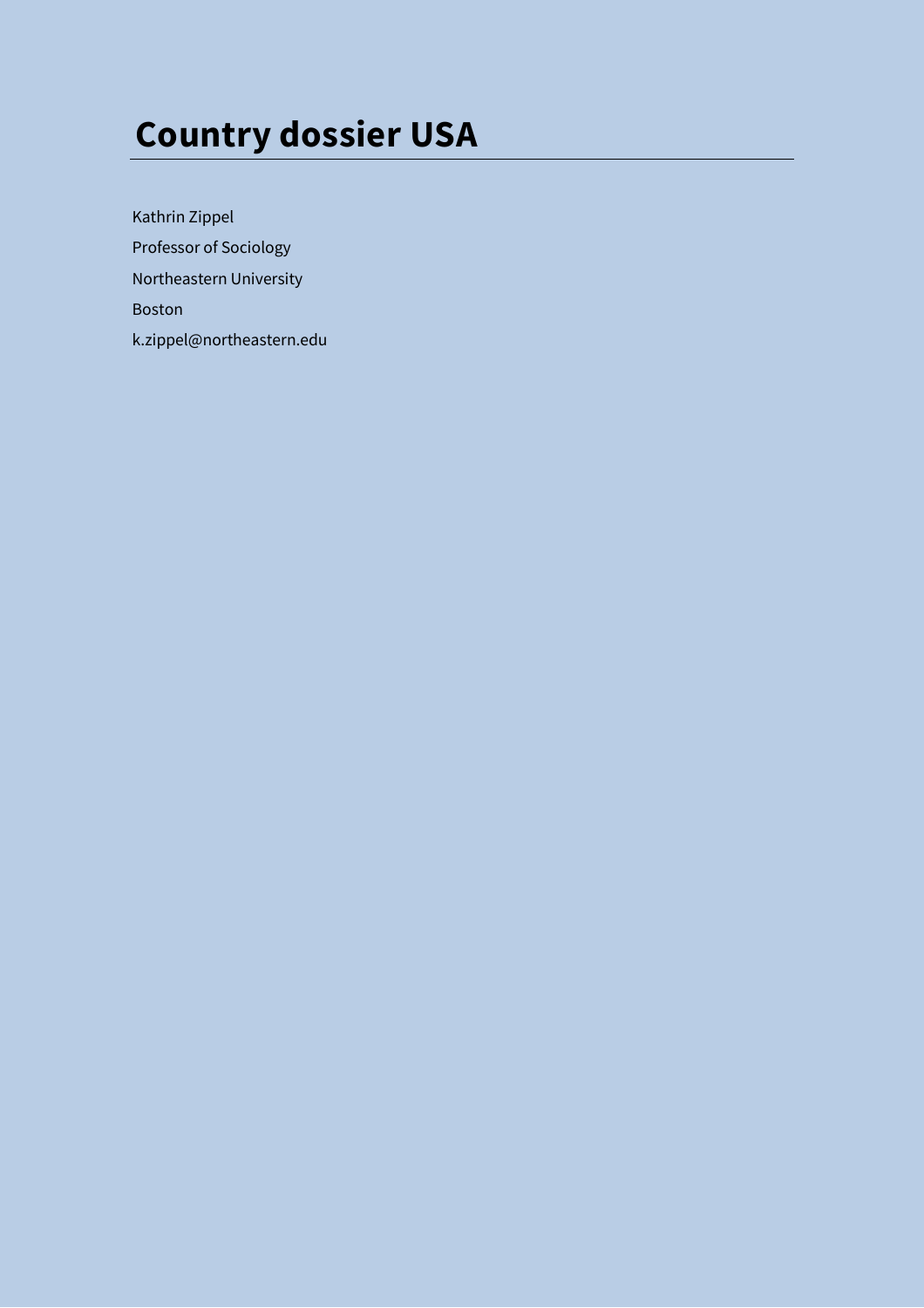# Country dossier USA

Kathrin Zippel

Professor of Sociology

Northeastern University

Boston

k.zippel@northeastern.edu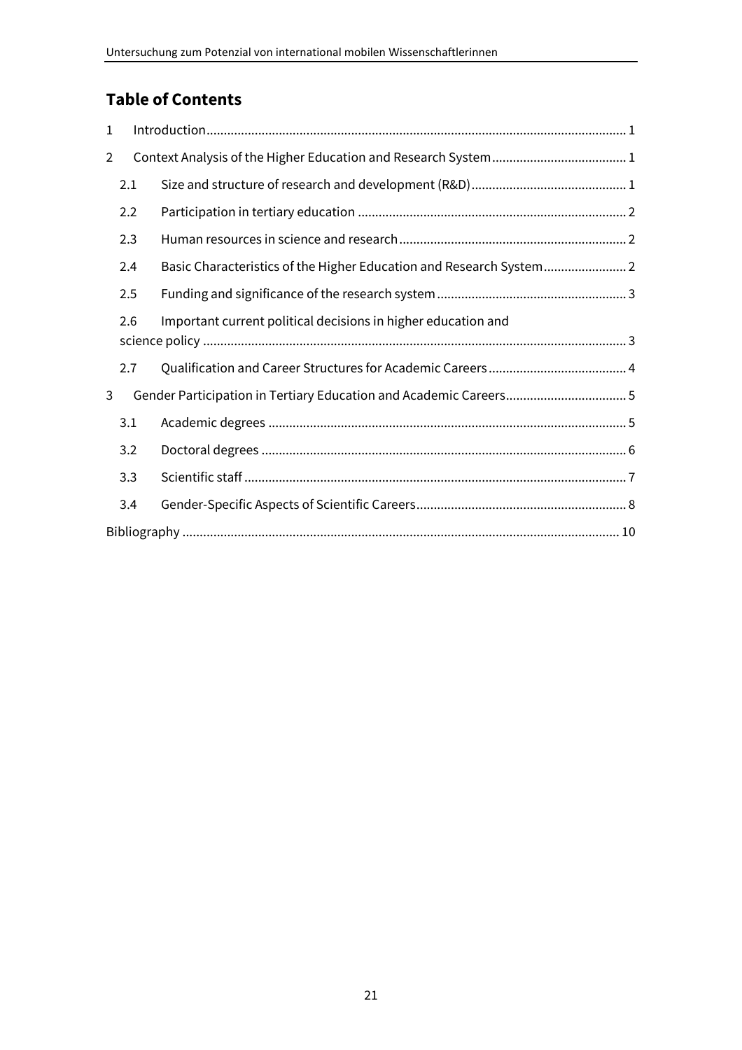## Table of Contents

1 Introduction........ 1

2 Context Analysis of the Higher Education and Research System........ 1

- 2.1 Size and structure of research and development (R&D)........ 1
- 2.2 Participation in tertiary education........ 2
- 2.3 Human resources in science and research........ 2
- 2.4 Basic Characteristics of the Higher Education and Research System........ 2
- 2.5 Funding and significance of the research system........ 3
- 2.6 Important current political decisions in higher education and science policy........ 3
- 2.7 Qualification and Career Structures for Academic Careers........ 4

3 Gender Participation in Tertiary Education and Academic Careers........ 5

- 3.1 Academic degrees........ 5
- 3.2 Doctoral degrees........ 6
- 3.3 Scientific staff........ 7
- 3.4 Gender-Specific Aspects of Scientific Careers........ 8

Bibliography........ 10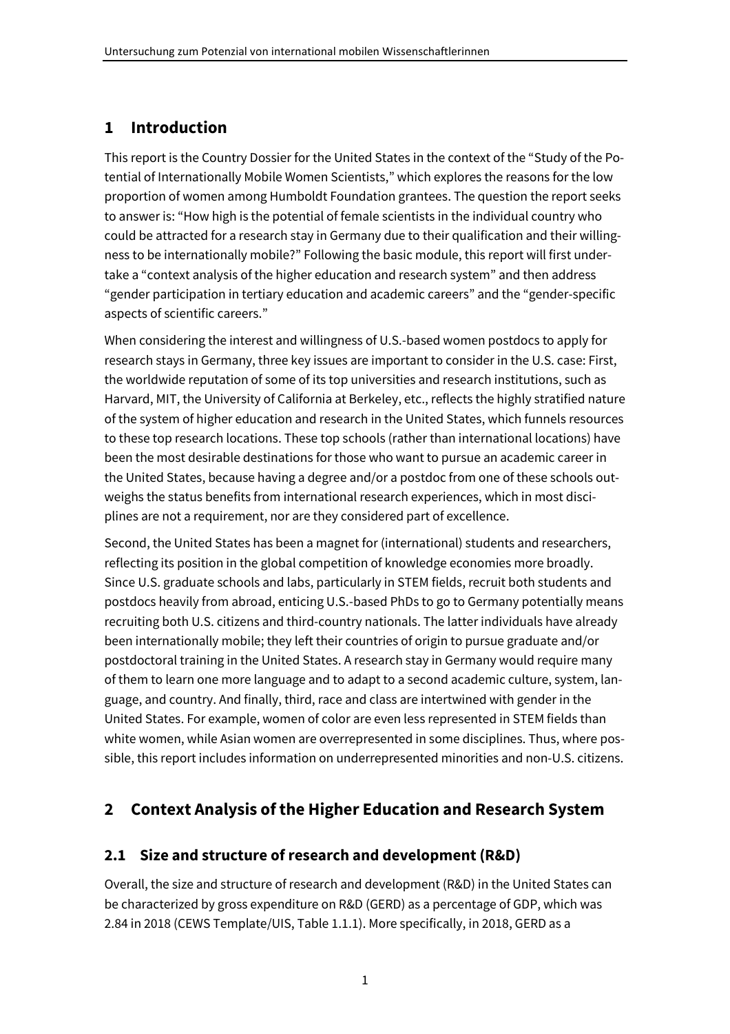# 1 Introduction

This report is the Country Dossier for the United States in the context of the "Study of the Potential of Internationally Mobile Women Scientists," which explores the reasons for the low proportion of women among Humboldt Foundation grantees. The question the report seeks to answer is: "How high is the potential of female scientists in the individual country who could be attracted for a research stay in Germany due to their qualification and their willingness to be internationally mobile?" Following the basic module, this report will first undertake a "context analysis of the higher education and research system" and then address "gender participation in tertiary education and academic careers" and the "gender-specific aspects of scientific careers."

When considering the interest and willingness of U.S.-based women postdocs to apply for research stays in Germany, three key issues are important to consider in the U.S. case: First, the worldwide reputation of some of its top universities and research institutions, such as Harvard, MIT, the University of California at Berkeley, etc., reflects the highly stratified nature of the system of higher education and research in the United States, which funnels resources to these top research locations. These top schools (rather than international locations) have been the most desirable destinations for those who want to pursue an academic career in the United States, because having a degree and/or a postdoc from one of these schools outweighs the status benefits from international research experiences, which in most disciplines are not a requirement, nor are they considered part of excellence.

Second, the United States has been a magnet for (international) students and researchers, reflecting its position in the global competition of knowledge economies more broadly. Since U.S. graduate schools and labs, particularly in STEM fields, recruit both students and postdocs heavily from abroad, enticing U.S.-based PhDs to go to Germany potentially means recruiting both U.S. citizens and third-country nationals. The latter individuals have already been internationally mobile; they left their countries of origin to pursue graduate and/or postdoctoral training in the United States. A research stay in Germany would require many of them to learn one more language and to adapt to a second academic culture, system, language, and country. And finally, third, race and class are intertwined with gender in the United States. For example, women of color are even less represented in STEM fields than white women, while Asian women are overrepresented in some disciplines. Thus, where possible, this report includes information on underrepresented minorities and non-U.S. citizens.

# 2 Context Analysis of the Higher Education and Research System

## 2.1 Size and structure of research and development (R&D)

Overall, the size and structure of research and development (R&D) in the United States can be characterized by gross expenditure on R&D (GERD) as a percentage of GDP, which was 2.84 in 2018 (CEWS Template/UIS, Table 1.1.1). More specifically, in 2018, GERD as a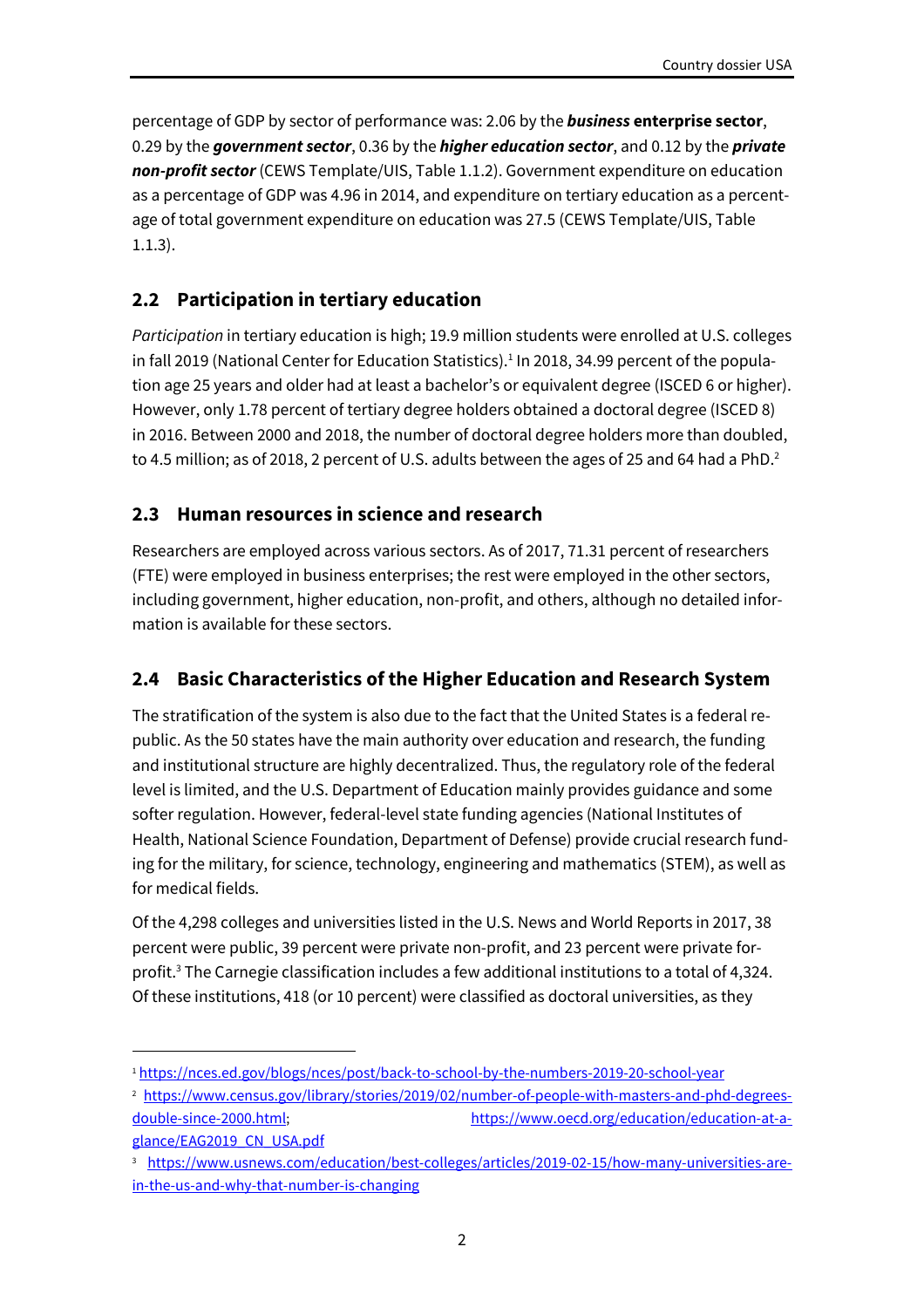percentage of GDP by sector of performance was: 2.06 by the ***business*** **enterprise sector**, 0.29 by the ***government sector***, 0.36 by the ***higher education sector***, and 0.12 by the ***private non-profit sector*** (CEWS Template/UIS, Table 1.1.2). Government expenditure on education as a percentage of GDP was 4.96 in 2014, and expenditure on tertiary education as a percentage of total government expenditure on education was 27.5 (CEWS Template/UIS, Table 1.1.3).

## 2.2 Participation in tertiary education

*Participation* in tertiary education is high; 19.9 million students were enrolled at U.S. colleges in fall 2019 (National Center for Education Statistics).[1] In 2018, 34.99 percent of the population age 25 years and older had at least a bachelor's or equivalent degree (ISCED 6 or higher). However, only 1.78 percent of tertiary degree holders obtained a doctoral degree (ISCED 8) in 2016. Between 2000 and 2018, the number of doctoral degree holders more than doubled, to 4.5 million; as of 2018, 2 percent of U.S. adults between the ages of 25 and 64 had a PhD.[2]

## 2.3 Human resources in science and research

Researchers are employed across various sectors. As of 2017, 71.31 percent of researchers (FTE) were employed in business enterprises; the rest were employed in the other sectors, including government, higher education, non-profit, and others, although no detailed information is available for these sectors.

## 2.4 Basic Characteristics of the Higher Education and Research System

The stratification of the system is also due to the fact that the United States is a federal republic. As the 50 states have the main authority over education and research, the funding and institutional structure are highly decentralized. Thus, the regulatory role of the federal level is limited, and the U.S. Department of Education mainly provides guidance and some softer regulation. However, federal-level state funding agencies (National Institutes of Health, National Science Foundation, Department of Defense) provide crucial research funding for the military, for science, technology, engineering and mathematics (STEM), as well as for medical fields.

Of the 4,298 colleges and universities listed in the U.S. News and World Reports in 2017, 38 percent were public, 39 percent were private non-profit, and 23 percent were private for-profit.[3] The Carnegie classification includes a few additional institutions to a total of 4,324. Of these institutions, 418 (or 10 percent) were classified as doctoral universities, as they

---

[1] https://nces.ed.gov/blogs/nces/post/back-to-school-by-the-numbers-2019-20-school-year

[2] https://www.census.gov/library/stories/2019/02/number-of-people-with-masters-and-phd-degrees-double-since-2000.html; https://www.oecd.org/education/education-at-a-glance/EAG2019_CN_USA.pdf

[3] https://www.usnews.com/education/best-colleges/articles/2019-02-15/how-many-universities-are-in-the-us-and-why-that-number-is-changing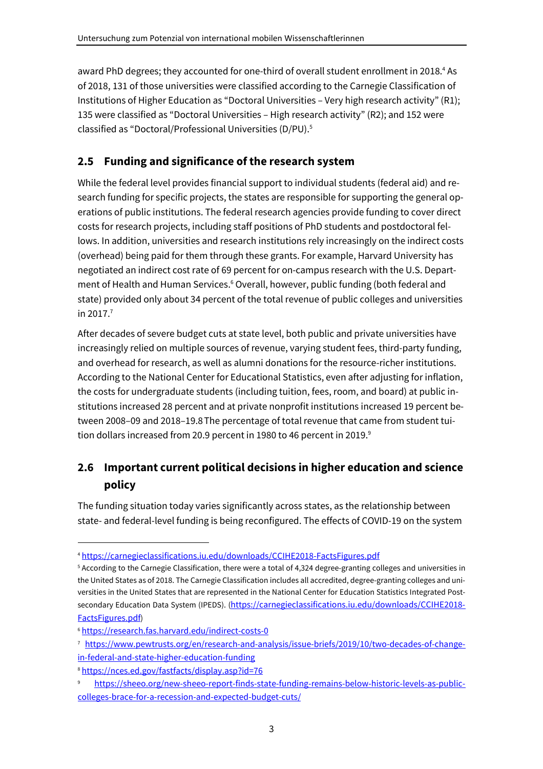award PhD degrees; they accounted for one-third of overall student enrollment in 2018.[4] As of 2018, 131 of those universities were classified according to the Carnegie Classification of Institutions of Higher Education as “Doctoral Universities – Very high research activity” (R1); 135 were classified as “Doctoral Universities – High research activity” (R2); and 152 were classified as “Doctoral/Professional Universities (D/PU).[5]

## 2.5 Funding and significance of the research system

While the federal level provides financial support to individual students (federal aid) and research funding for specific projects, the states are responsible for supporting the general operations of public institutions. The federal research agencies provide funding to cover direct costs for research projects, including staff positions of PhD students and postdoctoral fellows. In addition, universities and research institutions rely increasingly on the indirect costs (overhead) being paid for them through these grants. For example, Harvard University has negotiated an indirect cost rate of 69 percent for on-campus research with the U.S. Department of Health and Human Services.[6] Overall, however, public funding (both federal and state) provided only about 34 percent of the total revenue of public colleges and universities in 2017.[7]

After decades of severe budget cuts at state level, both public and private universities have increasingly relied on multiple sources of revenue, varying student fees, third-party funding, and overhead for research, as well as alumni donations for the resource-richer institutions. According to the National Center for Educational Statistics, even after adjusting for inflation, the costs for undergraduate students (including tuition, fees, room, and board) at public institutions increased 28 percent and at private nonprofit institutions increased 19 percent between 2008–09 and 2018–19.8 The percentage of total revenue that came from student tuition dollars increased from 20.9 percent in 1980 to 46 percent in 2019.[9]

## 2.6 Important current political decisions in higher education and science policy

The funding situation today varies significantly across states, as the relationship between state- and federal-level funding is being reconfigured. The effects of COVID-19 on the system

---

[4] https://carnegieclassifications.iu.edu/downloads/CCIHE2018-FactsFigures.pdf

[5] According to the Carnegie Classification, there were a total of 4,324 degree-granting colleges and universities in the United States as of 2018. The Carnegie Classification includes all accredited, degree-granting colleges and universities in the United States that are represented in the National Center for Education Statistics Integrated Postsecondary Education Data System (IPEDS). (https://carnegieclassifications.iu.edu/downloads/CCIHE2018-FactsFigures.pdf)

[6] https://research.fas.harvard.edu/indirect-costs-0

[7] https://www.pewtrusts.org/en/research-and-analysis/issue-briefs/2019/10/two-decades-of-change-in-federal-and-state-higher-education-funding

[8] https://nces.ed.gov/fastfacts/display.asp?id=76

[9] https://sheeo.org/new-sheeo-report-finds-state-funding-remains-below-historic-levels-as-public-colleges-brace-for-a-recession-and-expected-budget-cuts/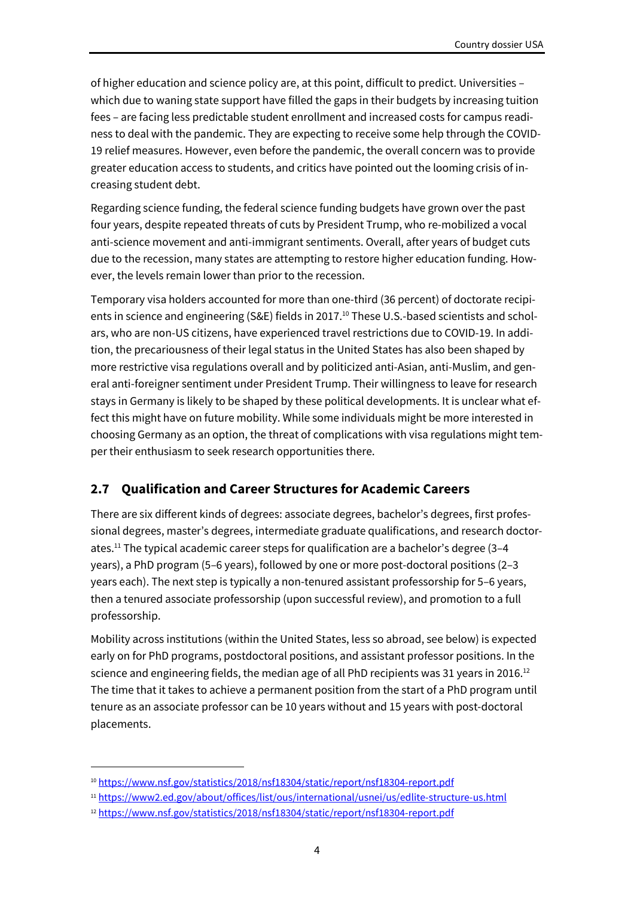of higher education and science policy are, at this point, difficult to predict. Universities – which due to waning state support have filled the gaps in their budgets by increasing tuition fees – are facing less predictable student enrollment and increased costs for campus readiness to deal with the pandemic. They are expecting to receive some help through the COVID-19 relief measures. However, even before the pandemic, the overall concern was to provide greater education access to students, and critics have pointed out the looming crisis of increasing student debt.

Regarding science funding, the federal science funding budgets have grown over the past four years, despite repeated threats of cuts by President Trump, who re-mobilized a vocal anti-science movement and anti-immigrant sentiments. Overall, after years of budget cuts due to the recession, many states are attempting to restore higher education funding. However, the levels remain lower than prior to the recession.

Temporary visa holders accounted for more than one-third (36 percent) of doctorate recipients in science and engineering (S&E) fields in 2017.[10] These U.S.-based scientists and scholars, who are non-US citizens, have experienced travel restrictions due to COVID-19. In addition, the precariousness of their legal status in the United States has also been shaped by more restrictive visa regulations overall and by politicized anti-Asian, anti-Muslim, and general anti-foreigner sentiment under President Trump. Their willingness to leave for research stays in Germany is likely to be shaped by these political developments. It is unclear what effect this might have on future mobility. While some individuals might be more interested in choosing Germany as an option, the threat of complications with visa regulations might temper their enthusiasm to seek research opportunities there.

## 2.7 Qualification and Career Structures for Academic Careers

There are six different kinds of degrees: associate degrees, bachelor's degrees, first professional degrees, master's degrees, intermediate graduate qualifications, and research doctorates.[11] The typical academic career steps for qualification are a bachelor's degree (3–4 years), a PhD program (5–6 years), followed by one or more post-doctoral positions (2–3 years each). The next step is typically a non-tenured assistant professorship for 5–6 years, then a tenured associate professorship (upon successful review), and promotion to a full professorship.

Mobility across institutions (within the United States, less so abroad, see below) is expected early on for PhD programs, postdoctoral positions, and assistant professor positions. In the science and engineering fields, the median age of all PhD recipients was 31 years in 2016.[12] The time that it takes to achieve a permanent position from the start of a PhD program until tenure as an associate professor can be 10 years without and 15 years with post-doctoral placements.

---

[10] https://www.nsf.gov/statistics/2018/nsf18304/static/report/nsf18304-report.pdf

[11] https://www2.ed.gov/about/offices/list/ous/international/usnei/us/edlite-structure-us.html

[12] https://www.nsf.gov/statistics/2018/nsf18304/static/report/nsf18304-report.pdf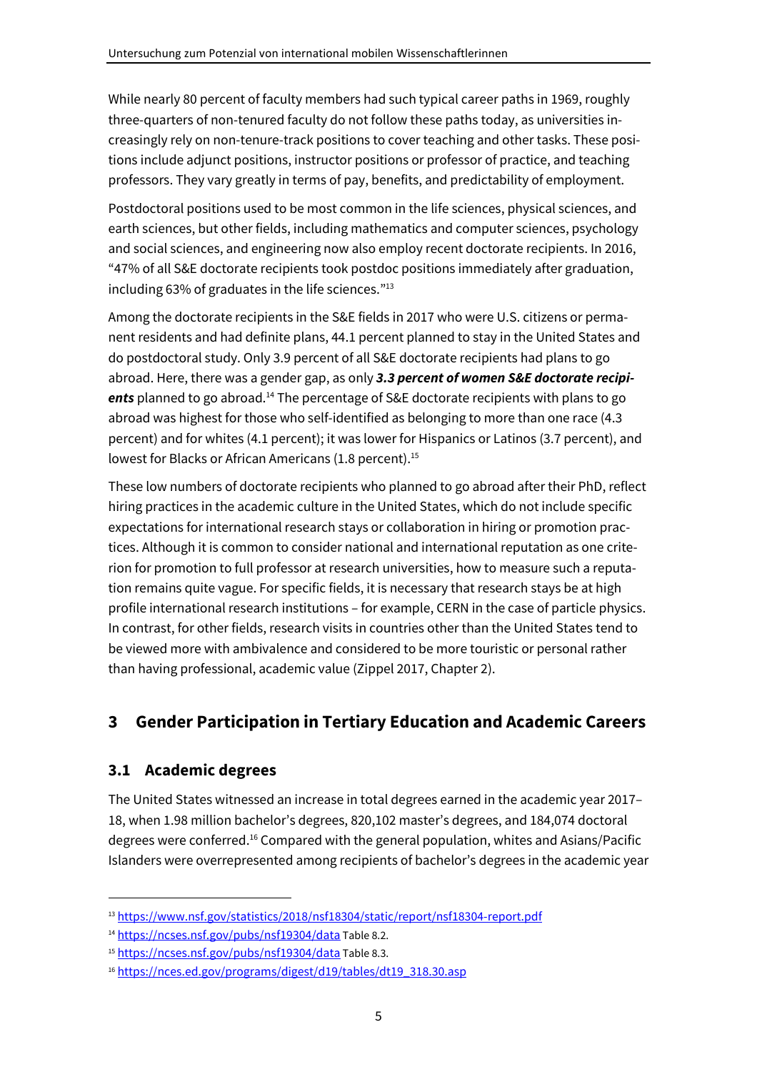While nearly 80 percent of faculty members had such typical career paths in 1969, roughly three-quarters of non-tenured faculty do not follow these paths today, as universities increasingly rely on non-tenure-track positions to cover teaching and other tasks. These positions include adjunct positions, instructor positions or professor of practice, and teaching professors. They vary greatly in terms of pay, benefits, and predictability of employment.

Postdoctoral positions used to be most common in the life sciences, physical sciences, and earth sciences, but other fields, including mathematics and computer sciences, psychology and social sciences, and engineering now also employ recent doctorate recipients. In 2016, "47% of all S&E doctorate recipients took postdoc positions immediately after graduation, including 63% of graduates in the life sciences."[13]

Among the doctorate recipients in the S&E fields in 2017 who were U.S. citizens or permanent residents and had definite plans, 44.1 percent planned to stay in the United States and do postdoctoral study. Only 3.9 percent of all S&E doctorate recipients had plans to go abroad. Here, there was a gender gap, as only ***3.3 percent of women S&E doctorate recipients*** planned to go abroad.[14] The percentage of S&E doctorate recipients with plans to go abroad was highest for those who self-identified as belonging to more than one race (4.3 percent) and for whites (4.1 percent); it was lower for Hispanics or Latinos (3.7 percent), and lowest for Blacks or African Americans (1.8 percent).[15]

These low numbers of doctorate recipients who planned to go abroad after their PhD, reflect hiring practices in the academic culture in the United States, which do not include specific expectations for international research stays or collaboration in hiring or promotion practices. Although it is common to consider national and international reputation as one criterion for promotion to full professor at research universities, how to measure such a reputation remains quite vague. For specific fields, it is necessary that research stays be at high profile international research institutions – for example, CERN in the case of particle physics. In contrast, for other fields, research visits in countries other than the United States tend to be viewed more with ambivalence and considered to be more touristic or personal rather than having professional, academic value (Zippel 2017, Chapter 2).

## 3 Gender Participation in Tertiary Education and Academic Careers

### 3.1 Academic degrees

The United States witnessed an increase in total degrees earned in the academic year 2017–18, when 1.98 million bachelor's degrees, 820,102 master's degrees, and 184,074 doctoral degrees were conferred.[16] Compared with the general population, whites and Asians/Pacific Islanders were overrepresented among recipients of bachelor's degrees in the academic year

---

[13] https://www.nsf.gov/statistics/2018/nsf18304/static/report/nsf18304-report.pdf

[14] https://ncses.nsf.gov/pubs/nsf19304/data Table 8.2.

[15] https://ncses.nsf.gov/pubs/nsf19304/data Table 8.3.

[16] https://nces.ed.gov/programs/digest/d19/tables/dt19_318.30.asp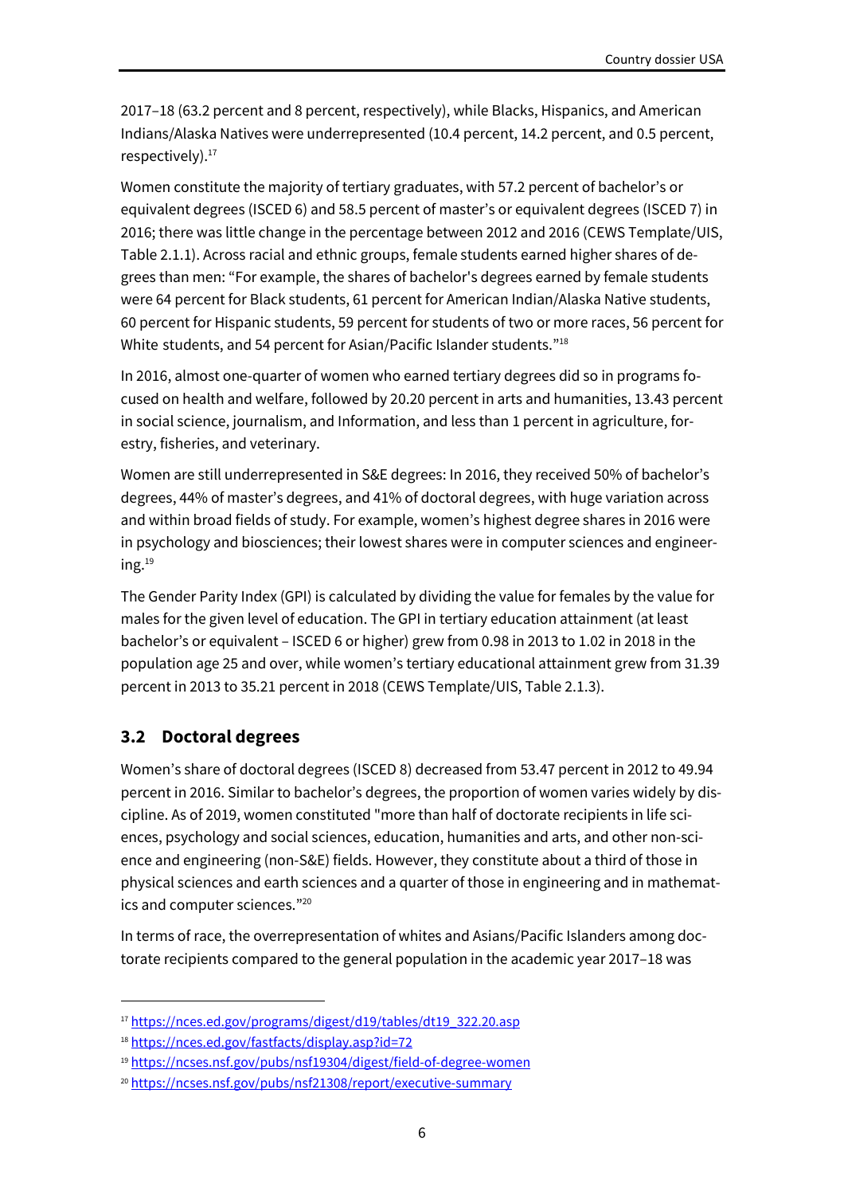2017–18 (63.2 percent and 8 percent, respectively), while Blacks, Hispanics, and American Indians/Alaska Natives were underrepresented (10.4 percent, 14.2 percent, and 0.5 percent, respectively).[17]

Women constitute the majority of tertiary graduates, with 57.2 percent of bachelor's or equivalent degrees (ISCED 6) and 58.5 percent of master's or equivalent degrees (ISCED 7) in 2016; there was little change in the percentage between 2012 and 2016 (CEWS Template/UIS, Table 2.1.1). Across racial and ethnic groups, female students earned higher shares of degrees than men: "For example, the shares of bachelor's degrees earned by female students were 64 percent for Black students, 61 percent for American Indian/Alaska Native students, 60 percent for Hispanic students, 59 percent for students of two or more races, 56 percent for White students, and 54 percent for Asian/Pacific Islander students."[18]

In 2016, almost one-quarter of women who earned tertiary degrees did so in programs focused on health and welfare, followed by 20.20 percent in arts and humanities, 13.43 percent in social science, journalism, and Information, and less than 1 percent in agriculture, forestry, fisheries, and veterinary.

Women are still underrepresented in S&E degrees: In 2016, they received 50% of bachelor's degrees, 44% of master's degrees, and 41% of doctoral degrees, with huge variation across and within broad fields of study. For example, women's highest degree shares in 2016 were in psychology and biosciences; their lowest shares were in computer sciences and engineering.[19]

The Gender Parity Index (GPI) is calculated by dividing the value for females by the value for males for the given level of education. The GPI in tertiary education attainment (at least bachelor's or equivalent – ISCED 6 or higher) grew from 0.98 in 2013 to 1.02 in 2018 in the population age 25 and over, while women's tertiary educational attainment grew from 31.39 percent in 2013 to 35.21 percent in 2018 (CEWS Template/UIS, Table 2.1.3).

## 3.2 Doctoral degrees

Women's share of doctoral degrees (ISCED 8) decreased from 53.47 percent in 2012 to 49.94 percent in 2016. Similar to bachelor's degrees, the proportion of women varies widely by discipline. As of 2019, women constituted "more than half of doctorate recipients in life sciences, psychology and social sciences, education, humanities and arts, and other non-science and engineering (non-S&E) fields. However, they constitute about a third of those in physical sciences and earth sciences and a quarter of those in engineering and in mathematics and computer sciences."[20]

In terms of race, the overrepresentation of whites and Asians/Pacific Islanders among doctorate recipients compared to the general population in the academic year 2017–18 was

---

[17] https://nces.ed.gov/programs/digest/d19/tables/dt19_322.20.asp

[18] https://nces.ed.gov/fastfacts/display.asp?id=72

[19] https://ncses.nsf.gov/pubs/nsf19304/digest/field-of-degree-women

[20] https://ncses.nsf.gov/pubs/nsf21308/report/executive-summary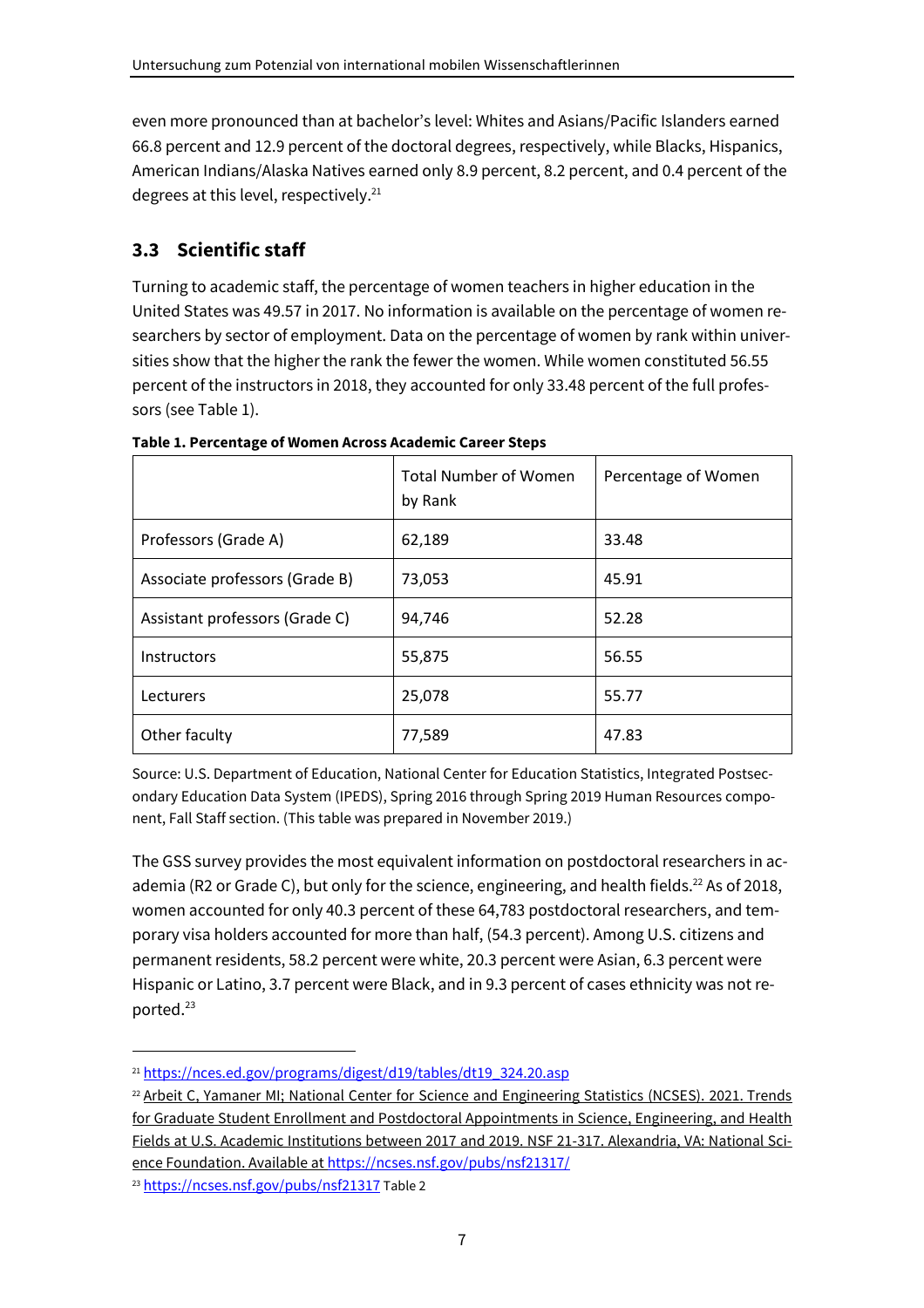even more pronounced than at bachelor's level: Whites and Asians/Pacific Islanders earned 66.8 percent and 12.9 percent of the doctoral degrees, respectively, while Blacks, Hispanics, American Indians/Alaska Natives earned only 8.9 percent, 8.2 percent, and 0.4 percent of the degrees at this level, respectively.[21]

## 3.3 Scientific staff

Turning to academic staff, the percentage of women teachers in higher education in the United States was 49.57 in 2017. No information is available on the percentage of women researchers by sector of employment. Data on the percentage of women by rank within universities show that the higher the rank the fewer the women. While women constituted 56.55 percent of the instructors in 2018, they accounted for only 33.48 percent of the full professors (see Table 1).

**Table 1. Percentage of Women Across Academic Career Steps**

| | Total Number of Women by Rank | Percentage of Women |
|---|---|---|
| Professors (Grade A) | 62,189 | 33.48 |
| Associate professors (Grade B) | 73,053 | 45.91 |
| Assistant professors (Grade C) | 94,746 | 52.28 |
| Instructors | 55,875 | 56.55 |
| Lecturers | 25,078 | 55.77 |
| Other faculty | 77,589 | 47.83 |

Source: U.S. Department of Education, National Center for Education Statistics, Integrated Postsecondary Education Data System (IPEDS), Spring 2016 through Spring 2019 Human Resources component, Fall Staff section. (This table was prepared in November 2019.)

The GSS survey provides the most equivalent information on postdoctoral researchers in academia (R2 or Grade C), but only for the science, engineering, and health fields.[22] As of 2018, women accounted for only 40.3 percent of these 64,783 postdoctoral researchers, and temporary visa holders accounted for more than half, (54.3 percent). Among U.S. citizens and permanent residents, 58.2 percent were white, 20.3 percent were Asian, 6.3 percent were Hispanic or Latino, 3.7 percent were Black, and in 9.3 percent of cases ethnicity was not reported.[23]

---

[21] https://nces.ed.gov/programs/digest/d19/tables/dt19_324.20.asp

[22] Arbeit C, Yamaner MI; National Center for Science and Engineering Statistics (NCSES). 2021. Trends for Graduate Student Enrollment and Postdoctoral Appointments in Science, Engineering, and Health Fields at U.S. Academic Institutions between 2017 and 2019. NSF 21-317. Alexandria, VA: National Science Foundation. Available at https://ncses.nsf.gov/pubs/nsf21317/

[23] https://ncses.nsf.gov/pubs/nsf21317 Table 2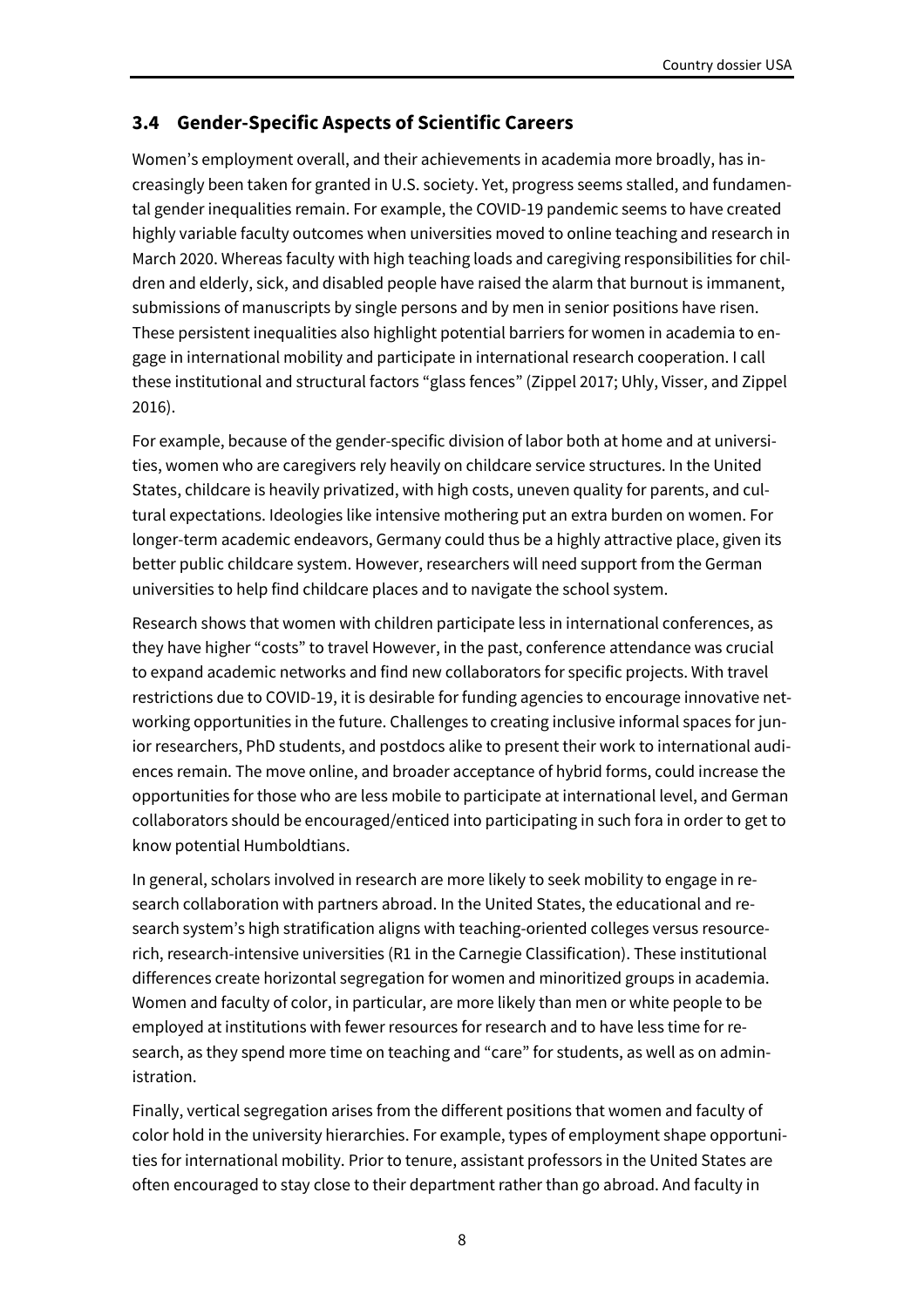### 3.4 Gender-Specific Aspects of Scientific Careers

Women's employment overall, and their achievements in academia more broadly, has increasingly been taken for granted in U.S. society. Yet, progress seems stalled, and fundamental gender inequalities remain. For example, the COVID-19 pandemic seems to have created highly variable faculty outcomes when universities moved to online teaching and research in March 2020. Whereas faculty with high teaching loads and caregiving responsibilities for children and elderly, sick, and disabled people have raised the alarm that burnout is immanent, submissions of manuscripts by single persons and by men in senior positions have risen. These persistent inequalities also highlight potential barriers for women in academia to engage in international mobility and participate in international research cooperation. I call these institutional and structural factors "glass fences" (Zippel 2017; Uhly, Visser, and Zippel 2016).

For example, because of the gender-specific division of labor both at home and at universities, women who are caregivers rely heavily on childcare service structures. In the United States, childcare is heavily privatized, with high costs, uneven quality for parents, and cultural expectations. Ideologies like intensive mothering put an extra burden on women. For longer-term academic endeavors, Germany could thus be a highly attractive place, given its better public childcare system. However, researchers will need support from the German universities to help find childcare places and to navigate the school system.

Research shows that women with children participate less in international conferences, as they have higher "costs" to travel However, in the past, conference attendance was crucial to expand academic networks and find new collaborators for specific projects. With travel restrictions due to COVID-19, it is desirable for funding agencies to encourage innovative networking opportunities in the future. Challenges to creating inclusive informal spaces for junior researchers, PhD students, and postdocs alike to present their work to international audiences remain. The move online, and broader acceptance of hybrid forms, could increase the opportunities for those who are less mobile to participate at international level, and German collaborators should be encouraged/enticed into participating in such fora in order to get to know potential Humboldtians.

In general, scholars involved in research are more likely to seek mobility to engage in research collaboration with partners abroad. In the United States, the educational and research system's high stratification aligns with teaching-oriented colleges versus resource-rich, research-intensive universities (R1 in the Carnegie Classification). These institutional differences create horizontal segregation for women and minoritized groups in academia. Women and faculty of color, in particular, are more likely than men or white people to be employed at institutions with fewer resources for research and to have less time for research, as they spend more time on teaching and "care" for students, as well as on administration.

Finally, vertical segregation arises from the different positions that women and faculty of color hold in the university hierarchies. For example, types of employment shape opportunities for international mobility. Prior to tenure, assistant professors in the United States are often encouraged to stay close to their department rather than go abroad. And faculty in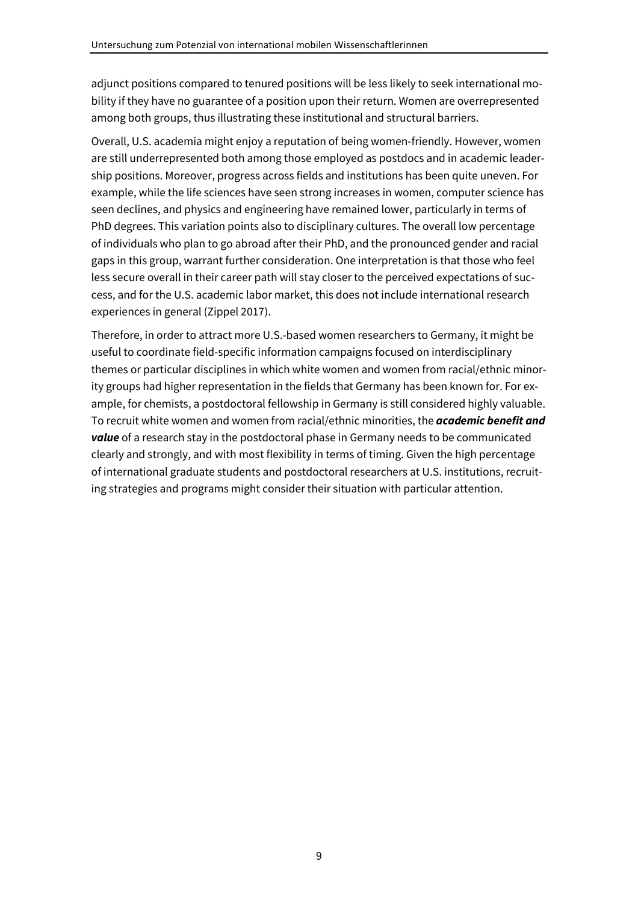adjunct positions compared to tenured positions will be less likely to seek international mobility if they have no guarantee of a position upon their return. Women are overrepresented among both groups, thus illustrating these institutional and structural barriers.

Overall, U.S. academia might enjoy a reputation of being women-friendly. However, women are still underrepresented both among those employed as postdocs and in academic leadership positions. Moreover, progress across fields and institutions has been quite uneven. For example, while the life sciences have seen strong increases in women, computer science has seen declines, and physics and engineering have remained lower, particularly in terms of PhD degrees. This variation points also to disciplinary cultures. The overall low percentage of individuals who plan to go abroad after their PhD, and the pronounced gender and racial gaps in this group, warrant further consideration. One interpretation is that those who feel less secure overall in their career path will stay closer to the perceived expectations of success, and for the U.S. academic labor market, this does not include international research experiences in general (Zippel 2017).

Therefore, in order to attract more U.S.-based women researchers to Germany, it might be useful to coordinate field-specific information campaigns focused on interdisciplinary themes or particular disciplines in which white women and women from racial/ethnic minority groups had higher representation in the fields that Germany has been known for. For example, for chemists, a postdoctoral fellowship in Germany is still considered highly valuable. To recruit white women and women from racial/ethnic minorities, the ***academic benefit and value*** of a research stay in the postdoctoral phase in Germany needs to be communicated clearly and strongly, and with most flexibility in terms of timing. Given the high percentage of international graduate students and postdoctoral researchers at U.S. institutions, recruiting strategies and programs might consider their situation with particular attention.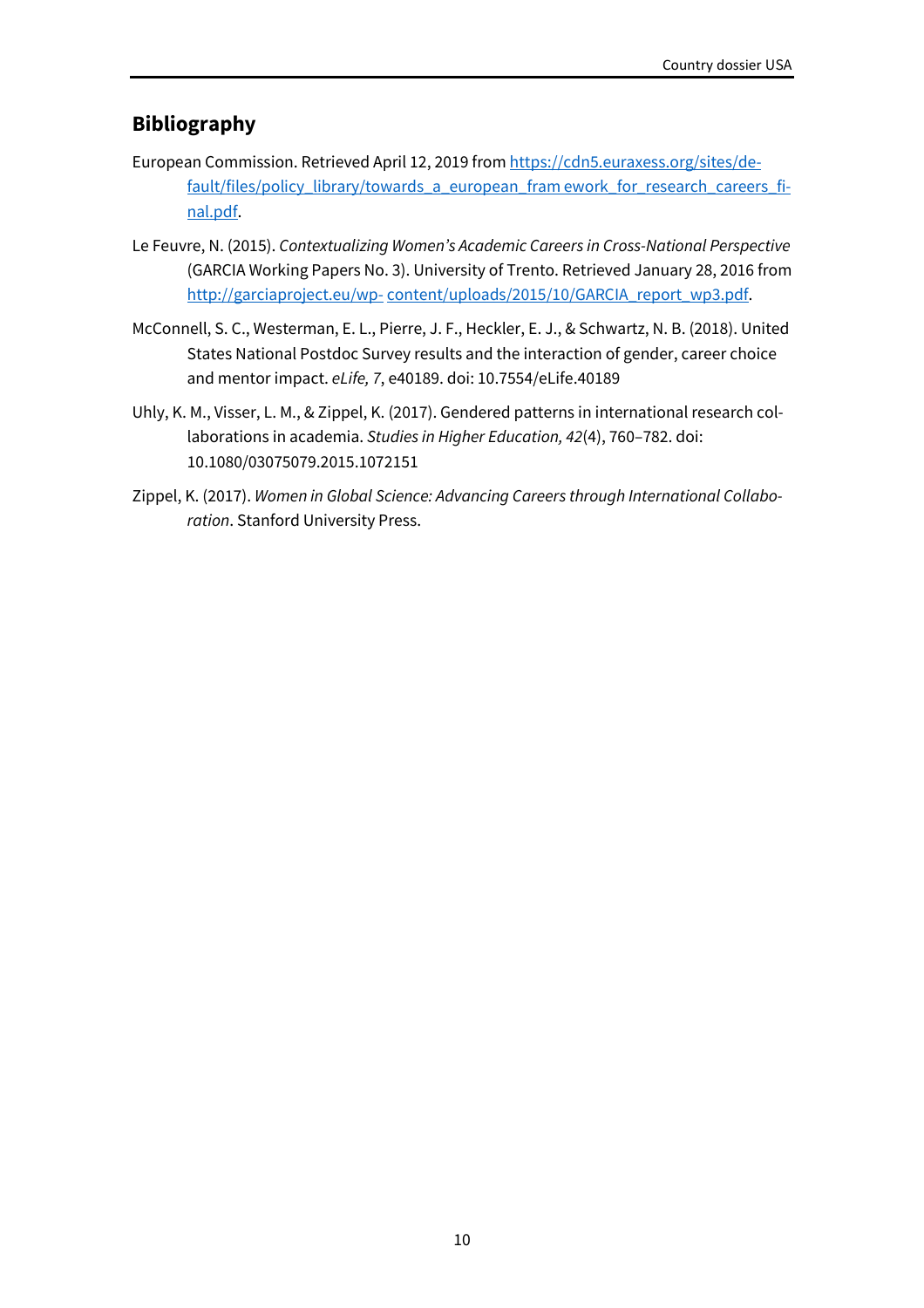## Bibliography

European Commission. Retrieved April 12, 2019 from [https://cdn5.euraxess.org/sites/default/files/policy_library/towards_a_european_framework_for_research_careers_final.pdf](https://cdn5.euraxess.org/sites/default/files/policy_library/towards_a_european_framework_for_research_careers_final.pdf).

Le Feuvre, N. (2015). *Contextualizing Women's Academic Careers in Cross-National Perspective* (GARCIA Working Papers No. 3). University of Trento. Retrieved January 28, 2016 from [http://garciaproject.eu/wp-content/uploads/2015/10/GARCIA_report_wp3.pdf](http://garciaproject.eu/wp-content/uploads/2015/10/GARCIA_report_wp3.pdf).

McConnell, S. C., Westerman, E. L., Pierre, J. F., Heckler, E. J., & Schwartz, N. B. (2018). United States National Postdoc Survey results and the interaction of gender, career choice and mentor impact. *eLife, 7*, e40189. doi: 10.7554/eLife.40189

Uhly, K. M., Visser, L. M., & Zippel, K. (2017). Gendered patterns in international research collaborations in academia. *Studies in Higher Education, 42*(4), 760–782. doi: 10.1080/03075079.2015.1072151

Zippel, K. (2017). *Women in Global Science: Advancing Careers through International Collaboration*. Stanford University Press.